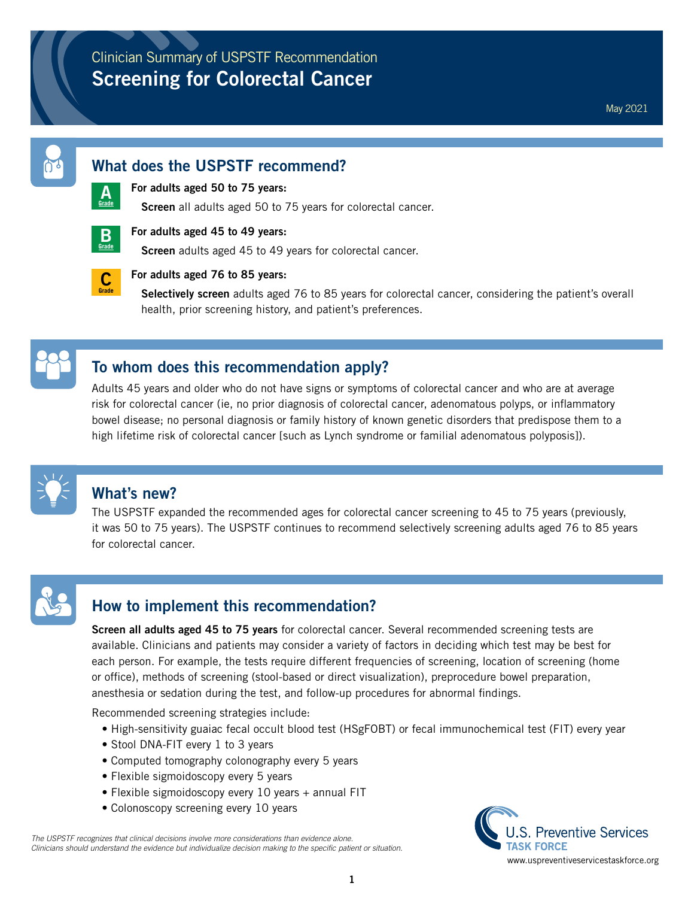Clinician Summary of USPSTF Recommendation

# Screening for Colorectal Cancer

May 2021

## What does the USPSTF recommend?

**A Grade** — **For adults aged 50 to 75 years:**

**Screen** all adults aged 50 to 75 years for colorectal cancer.

**B Grade** — **For adults aged 45 to 49 years:**

**Screen** adults aged 45 to 49 years for colorectal cancer.

**C Grade** — **For adults aged 76 to 85 years:**

**Selectively screen** adults aged 76 to 85 years for colorectal cancer, considering the patient's overall health, prior screening history, and patient's preferences.

## To whom does this recommendation apply?

Adults 45 years and older who do not have signs or symptoms of colorectal cancer and who are at average risk for colorectal cancer (ie, no prior diagnosis of colorectal cancer, adenomatous polyps, or inflammatory bowel disease; no personal diagnosis or family history of known genetic disorders that predispose them to a high lifetime risk of colorectal cancer [such as Lynch syndrome or familial adenomatous polyposis]).

## What's new?

The USPSTF expanded the recommended ages for colorectal cancer screening to 45 to 75 years (previously, it was 50 to 75 years). The USPSTF continues to recommend selectively screening adults aged 76 to 85 years for colorectal cancer.

## How to implement this recommendation?

**Screen all adults aged 45 to 75 years** for colorectal cancer. Several recommended screening tests are available. Clinicians and patients may consider a variety of factors in deciding which test may be best for each person. For example, the tests require different frequencies of screening, location of screening (home or office), methods of screening (stool-based or direct visualization), preprocedure bowel preparation, anesthesia or sedation during the test, and follow-up procedures for abnormal findings.

Recommended screening strategies include:

- High-sensitivity guaiac fecal occult blood test (HSgFOBT) or fecal immunochemical test (FIT) every year
- Stool DNA-FIT every 1 to 3 years
- Computed tomography colonography every 5 years
- Flexible sigmoidoscopy every 5 years
- Flexible sigmoidoscopy every 10 years + annual FIT
- Colonoscopy screening every 10 years

*The USPSTF recognizes that clinical decisions involve more considerations than evidence alone. Clinicians should understand the evidence but individualize decision making to the specific patient or situation.*

U.S. Preventive Services TASK FORCE

www.uspreventiveservicestaskforce.org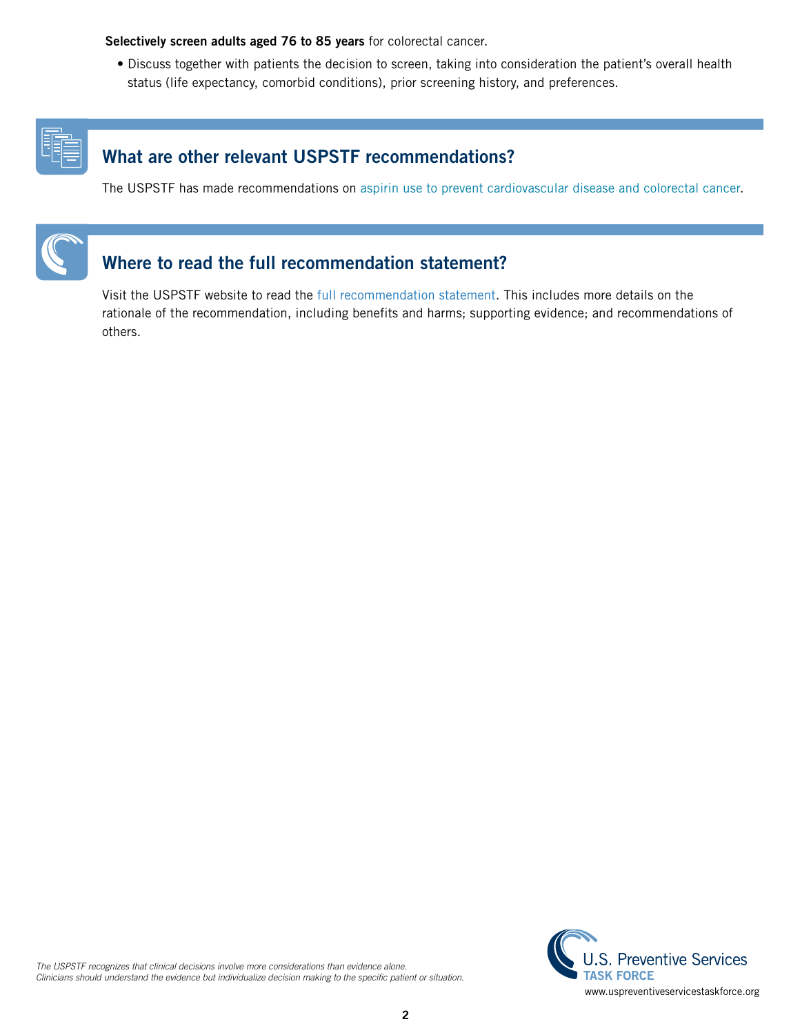**Selectively screen adults aged 76 to 85 years** for colorectal cancer.

- Discuss together with patients the decision to screen, taking into consideration the patient's overall health status (life expectancy, comorbid conditions), prior screening history, and preferences.

## What are other relevant USPSTF recommendations?

The USPSTF has made recommendations on aspirin use to prevent cardiovascular disease and colorectal cancer.

## Where to read the full recommendation statement?

Visit the USPSTF website to read the full recommendation statement. This includes more details on the rationale of the recommendation, including benefits and harms; supporting evidence; and recommendations of others.

*The USPSTF recognizes that clinical decisions involve more considerations than evidence alone. Clinicians should understand the evidence but individualize decision making to the specific patient or situation.*

U.S. Preventive Services
TASK FORCE
www.uspreventiveservicestaskforce.org